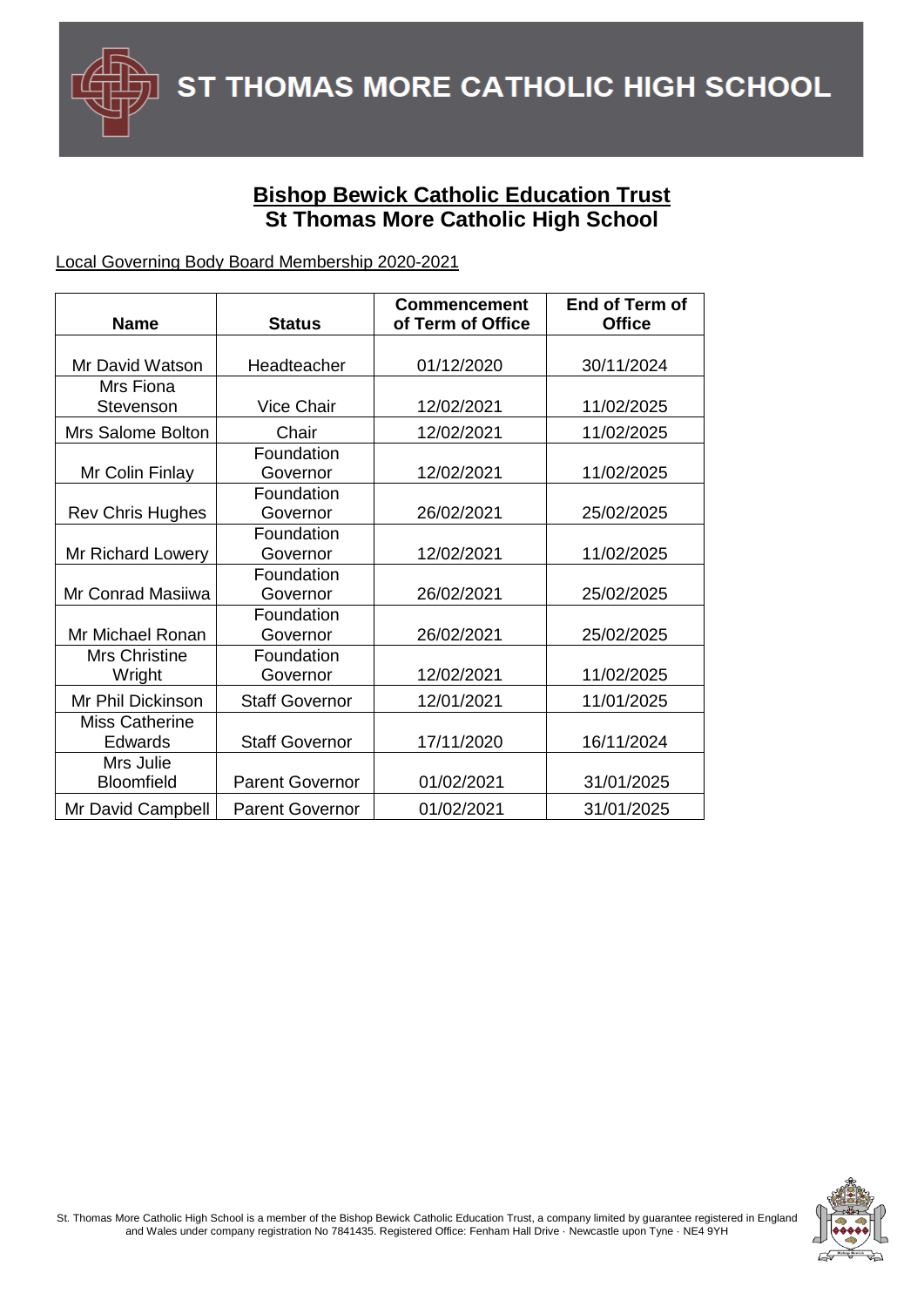# ST THOMAS MORE CATHOLIC HIGH SCHOOL

## Bishop Bewick Catholic Education Trust
## St Thomas More Catholic High School

Local Governing Body Board Membership 2020-2021

| Name | Status | Commencement of Term of Office | End of Term of Office |
|---|---|---|---|
| Mr David Watson | Headteacher | 01/12/2020 | 30/11/2024 |
| Mrs Fiona Stevenson | Vice Chair | 12/02/2021 | 11/02/2025 |
| Mrs Salome Bolton | Chair | 12/02/2021 | 11/02/2025 |
| Mr Colin Finlay | Foundation Governor | 12/02/2021 | 11/02/2025 |
| Rev Chris Hughes | Foundation Governor | 26/02/2021 | 25/02/2025 |
| Mr Richard Lowery | Foundation Governor | 12/02/2021 | 11/02/2025 |
| Mr Conrad Masiiwa | Foundation Governor | 26/02/2021 | 25/02/2025 |
| Mr Michael Ronan | Foundation Governor | 26/02/2021 | 25/02/2025 |
| Mrs Christine Wright | Foundation Governor | 12/02/2021 | 11/02/2025 |
| Mr Phil Dickinson | Staff Governor | 12/01/2021 | 11/01/2025 |
| Miss Catherine Edwards | Staff Governor | 17/11/2020 | 16/11/2024 |
| Mrs Julie Bloomfield | Parent Governor | 01/02/2021 | 31/01/2025 |
| Mr David Campbell | Parent Governor | 01/02/2021 | 31/01/2025 |

St. Thomas More Catholic High School is a member of the Bishop Bewick Catholic Education Trust, a company limited by guarantee registered in England and Wales under company registration No 7841435. Registered Office: Fenham Hall Drive · Newcastle upon Tyne · NE4 9YH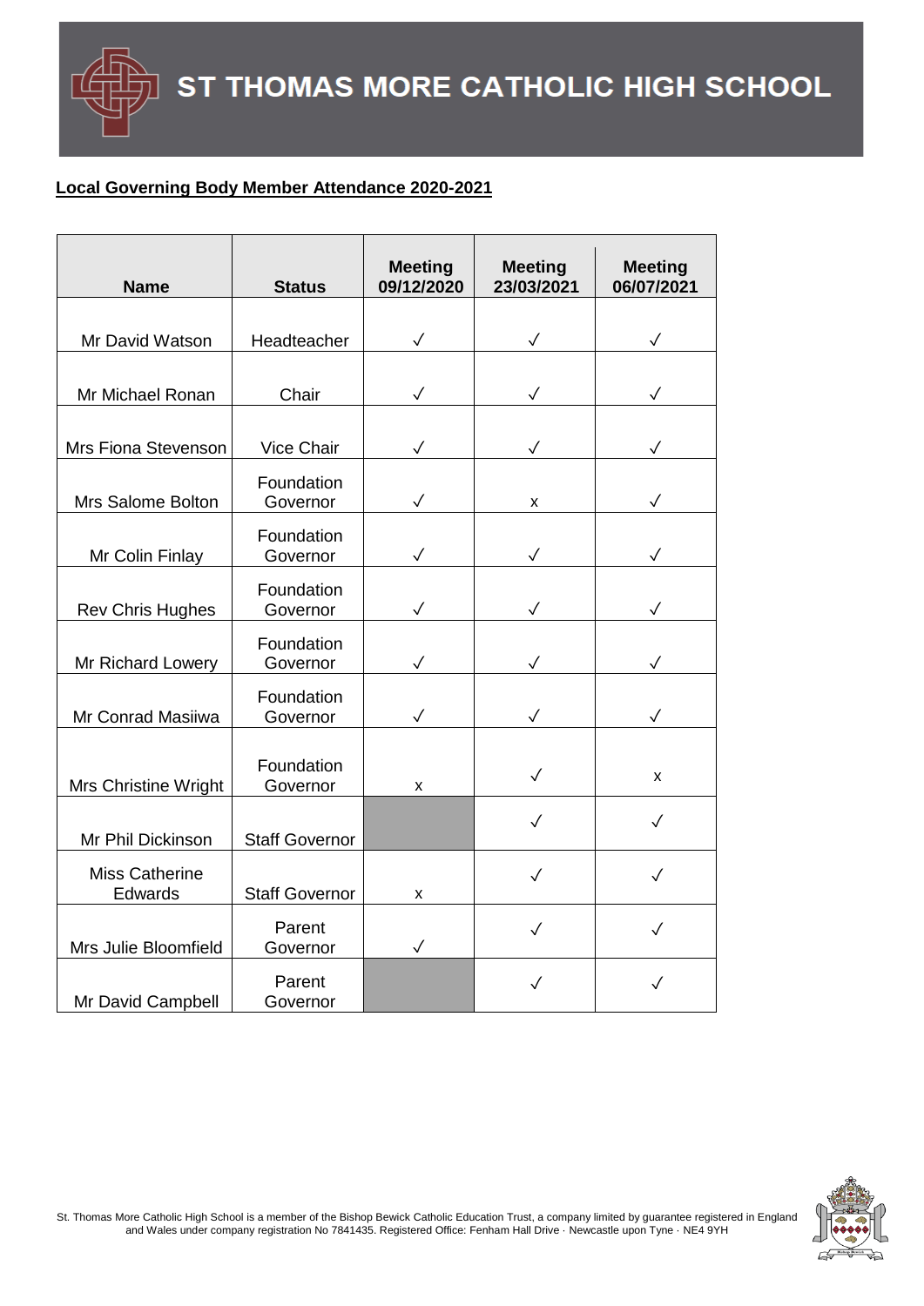**Local Governing Body Member Attendance 2020-2021**

| Name | Status | Meeting 09/12/2020 | Meeting 23/03/2021 | Meeting 06/07/2021 |
|---|---|---|---|---|
| Mr David Watson | Headteacher | ✓ | ✓ | ✓ |
| Mr Michael Ronan | Chair | ✓ | ✓ | ✓ |
| Mrs Fiona Stevenson | Vice Chair | ✓ | ✓ | ✓ |
| Mrs Salome Bolton | Foundation Governor | ✓ | x | ✓ |
| Mr Colin Finlay | Foundation Governor | ✓ | ✓ | ✓ |
| Rev Chris Hughes | Foundation Governor | ✓ | ✓ | ✓ |
| Mr Richard Lowery | Foundation Governor | ✓ | ✓ | ✓ |
| Mr Conrad Masiiwa | Foundation Governor | ✓ | ✓ | ✓ |
| Mrs Christine Wright | Foundation Governor | x | ✓ | x |
| Mr Phil Dickinson | Staff Governor | | ✓ | ✓ |
| Miss Catherine Edwards | Staff Governor | x | ✓ | ✓ |
| Mrs Julie Bloomfield | Parent Governor | ✓ | ✓ | ✓ |
| Mr David Campbell | Parent Governor | | ✓ | ✓ |

St. Thomas More Catholic High School is a member of the Bishop Bewick Catholic Education Trust, a company limited by guarantee registered in England and Wales under company registration No 7841435. Registered Office: Fenham Hall Drive · Newcastle upon Tyne · NE4 9YH